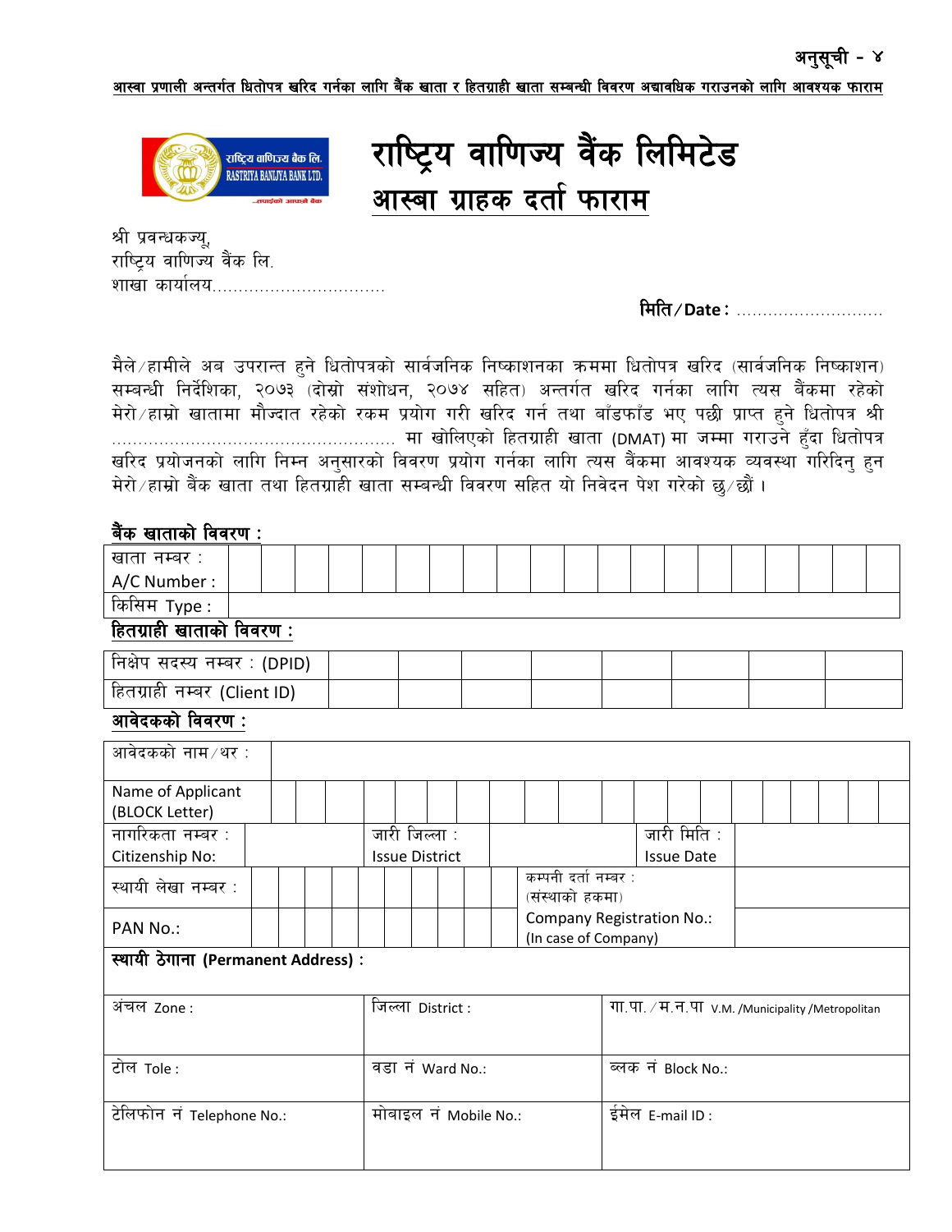अनुसूची - ४

**आस्वा प्रणाली अन्तर्गत धितोपत्र खरिद गर्नका लागि बैंक खाता र हितग्राही खाता सम्बन्धी विवरण अद्यावधिक गराउनको लागि आवश्यक फाराम**

राष्ट्रिय वाणिज्य बैंक लि.
RASTRIYA BANIJYA BANK LTD.
...तपाईंको आफ्नै बैंक

# राष्ट्रिय वाणिज्य बैंक लिमिटेड

## आस्बा ग्राहक दर्ता फाराम

श्री प्रवन्धकज्यू,
राष्ट्रिय वाणिज्य बैंक लि.
शाखा कार्यालय.................................

**मिति/Date:** ............................

मैले/हामीले अब उपरान्त हुने धितोपत्रको सार्वजनिक निष्काशनका क्रममा धितोपत्र खरिद (सार्वजनिक निष्काशन) सम्बन्धी निर्देशिका, २०७३ (दोस्रो संशोधन, २०७४ सहित) अन्तर्गत खरिद गर्नका लागि त्यस बैंकमा रहेको मेरो/हाम्रो खातामा मौज्दात रहेको रकम प्रयोग गरी खरिद गर्न तथा बाँडफाँड भए पछी प्राप्त हुने धितोपत्र श्री ..................................................... मा खोलिएको हितग्राही खाता (DMAT) मा जम्मा गराउने हुँदा धितोपत्र खरिद प्रयोजनको लागि निम्न अनुसारको विवरण प्रयोग गर्नका लागि त्यस बैंकमा आवश्यक व्यवस्था गरिदिनु हुन मेरो/हाम्रो बैंक खाता तथा हितग्राही खाता सम्बन्धी विवरण सहित यो निवेदन पेश गरेको छु/छौं।

**बैंक खाताको विवरण :**

| खाता नम्बर : A/C Number : | | | | | | | | | | | | | | | | | | | | |
|---|---|---|---|---|---|---|---|---|---|---|---|---|---|---|---|---|---|---|---|---|
| किसिम Type : | | | | | | | | | | | | | | | | | | | | |

**हितग्राही खाताको विवरण :**

| निक्षेप सदस्य नम्बर : (DPID) | | | | | | | | |
|---|---|---|---|---|---|---|---|---|
| हितग्राही नम्बर (Client ID) | | | | | | | | |

**आवेदकको विवरण :**

| | | | | | |
|---|---|---|---|---|---|
| आवेदकको नाम/थर : | | | | | |
| Name of Applicant (BLOCK Letter) | | | | | |
| नागरिकता नम्बर : Citizenship No: | | जारी जिल्ला : Issue District | | जारी मिति : Issue Date | |
| स्थायी लेखा नम्बर : PAN No.: | | कम्पनी दर्ता नम्बर : (संस्थाको हकमा) Company Registration No.: (In case of Company) | | | |

**स्थायी ठेगाना (Permanent Address) :**

| | | |
|---|---|---|
| अंचल Zone : | जिल्ला District : | गा.पा./म.न.पा V.M. /Municipality /Metropolitan |
| टोल Tole : | वडा नं Ward No.: | ब्लक नं Block No.: |
| टेलिफोन नं Telephone No.: | मोबाइल नं Mobile No.: | ईमेल E-mail ID : |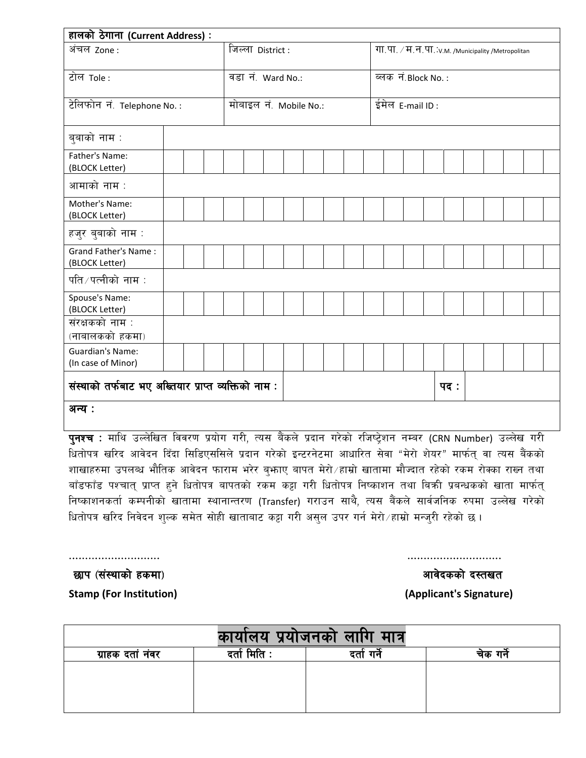| हालको ठेगाना (Current Address) : | | |
|---|---|---|
| अंचल Zone : | जिल्ला District : | गा.पा. ⁄ म.न.पा.:V.M. /Municipality /Metropolitan |
| टोल Tole : | वडा नं. Ward No.: | ब्लक नं.Block No. : |
| टेलिफोन नं. Telephone No. : | मोबाइल नं. Mobile No.: | ईमेल E-mail ID : |

| | |
|---|---|
| बुबाको नाम : | |
| Father's Name: (BLOCK Letter) | |
| आमाको नाम : | |
| Mother's Name: (BLOCK Letter) | |
| हजुर बुबाको नाम : | |
| Grand Father's Name : (BLOCK Letter) | |
| पति ⁄ पत्नीको नाम : | |
| Spouse's Name: (BLOCK Letter) | |
| संरक्षकको नाम : (नाबालकको हकमा) | |
| Guardian's Name: (In case of Minor) | |

| | | | |
|---|---|---|---|
| **संस्थाको तर्फबाट भए अख्तियार प्राप्त व्यक्तिको नाम :** | | **पद :** | |
| **अन्य :** | | | |

**पुनश्च :** माथि उल्लेखित विवरण प्रयोग गरी, त्यस बैंकले प्रदान गरेको रजिष्ट्रेशन नम्बर (CRN Number) उल्लेख गरी धितोपत्र खरिद आवेदन दिंदा सिडिएससिले प्रदान गरेको इन्टरनेटमा आधारित सेवा "मेरो शेयर" मार्फत् वा त्यस बैंकको शाखाहरुमा उपलब्ध भौतिक आवेदन फाराम भरेर बुझाए बापत मेरो ⁄ हाम्रो खातामा मौज्दात रहेको रकम रोक्का राख्न तथा बाँडफाँड पश्चात् प्राप्त हुने धितोपत्र बापतको रकम कट्टा गरी धितोपत्र निष्काशन तथा बिक्री प्रबन्धकको खाता मार्फत् निष्काशनकर्ता कम्पनीको खातामा स्थानान्तरण (Transfer) गराउन साथै, त्यस बैंकले सार्वजनिक रुपमा उल्लेख गरेको धितोपत्र खरिद निवेदन शुल्क समेत सोही खाताबाट कट्टा गरी असुल उपर गर्न मेरो ⁄ हाम्रो मन्जुरी रहेको छ ।

............................ ............................

**छाप (संस्थाको हकमा)** **आवेदकको दस्तखत**

**Stamp (For Institution)** **(Applicant's Signature)**

| **कार्यालय प्रयोजनको लागि मात्र** | | | |
|---|---|---|---|
| **ग्राहक दर्ता नंबर** | **दर्ता मिति :** | **दर्ता गर्ने** | **चेक गर्ने** |
| | | | |